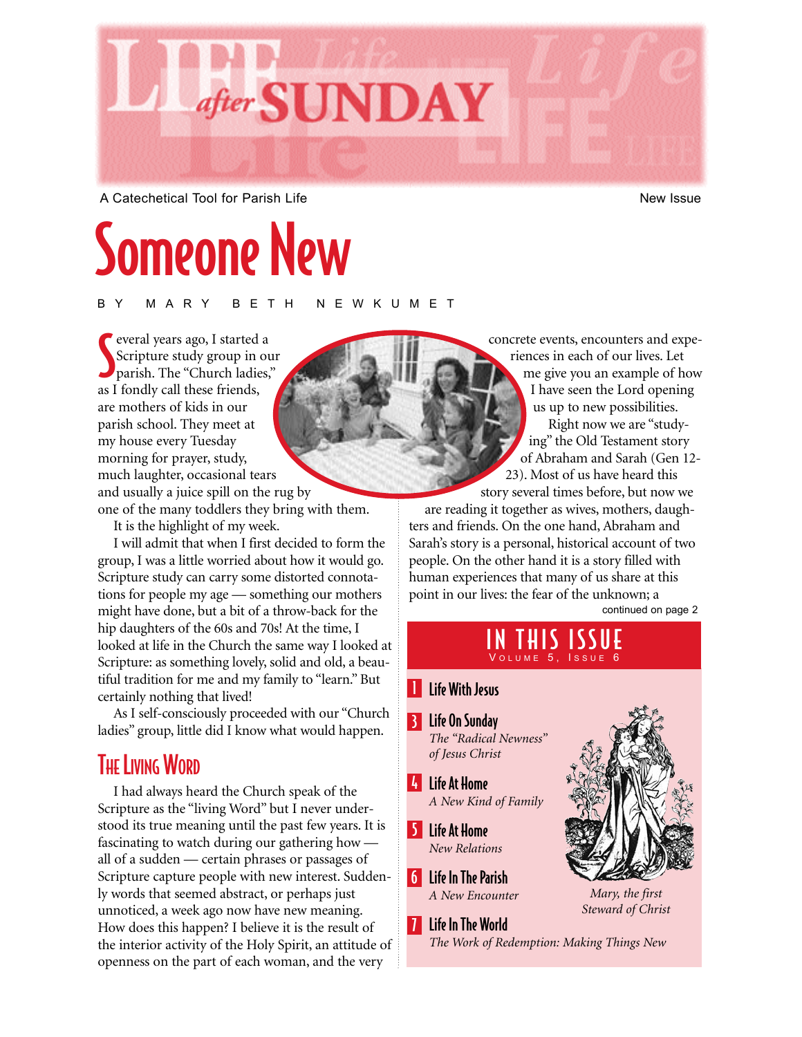# LIFE after SUNDAY

A Catechetical Tool for Parish Life

New Issue

# Someone New

BY MARY BETH NEWKUMET

Several years ago, I started a Scripture study group in our parish. The "Church ladies," as I fondly call these friends, are mothers of kids in our parish school. They meet at my house every Tuesday morning for prayer, study, much laughter, occasional tears and usually a juice spill on the rug by one of the many toddlers they bring with them. It is the highlight of my week.

I will admit that when I first decided to form the group, I was a little worried about how it would go. Scripture study can carry some distorted connotations for people my age — something our mothers might have done, but a bit of a throw-back for the hip daughters of the 60s and 70s! At the time, I looked at life in the Church the same way I looked at Scripture: as something lovely, solid and old, a beautiful tradition for me and my family to "learn." But certainly nothing that lived!

As I self-consciously proceeded with our "Church ladies" group, little did I know what would happen.

## The Living Word

I had always heard the Church speak of the Scripture as the "living Word" but I never understood its true meaning until the past few years. It is fascinating to watch during our gathering how — all of a sudden — certain phrases or passages of Scripture capture people with new interest. Suddenly words that seemed abstract, or perhaps just unnoticed, a week ago now have new meaning. How does this happen? I believe it is the result of the interior activity of the Holy Spirit, an attitude of openness on the part of each woman, and the very concrete events, encounters and experiences in each of our lives. Let me give you an example of how I have seen the Lord opening us up to new possibilities.

Right now we are "studying" the Old Testament story of Abraham and Sarah (Gen 12-23). Most of us have heard this story several times before, but now we are reading it together as wives, mothers, daughters and friends. On the one hand, Abraham and Sarah's story is a personal, historical account of two people. On the other hand it is a story filled with human experiences that many of us share at this point in our lives: the fear of the unknown; a

continued on page 2

## IN THIS ISSUE

Volume 5, Issue 6

**1** Life With Jesus

**3** Life On Sunday
*The "Radical Newness" of Jesus Christ*

**4** Life At Home
*A New Kind of Family*

**5** Life At Home
*New Relations*

**6** Life In The Parish
*A New Encounter*

**7** Life In The World
*The Work of Redemption: Making Things New*

*Mary, the first Steward of Christ*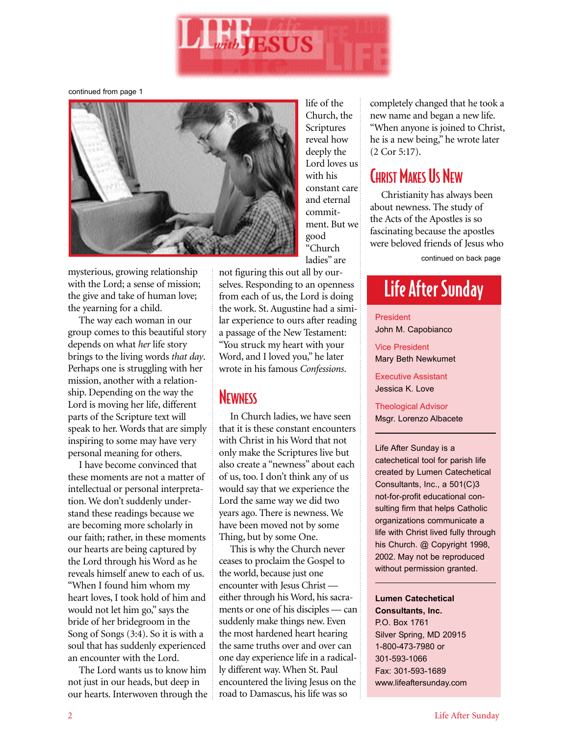continued from page 1

life of the Church, the Scriptures reveal how deeply the Lord loves us with his constant care and eternal commitment. But we good "Church ladies" are mysterious, growing relationship with the Lord; a sense of mission; the give and take of human love; the yearning for a child.

The way each woman in our group comes to this beautiful story depends on what *her* life story brings to the living words *that day*. Perhaps one is struggling with her mission, another with a relationship. Depending on the way the Lord is moving her life, different parts of the Scripture text will speak to her. Words that are simply inspiring to some may have very personal meaning for others.

I have become convinced that these moments are not a matter of intellectual or personal interpretation. We don't suddenly understand these readings because we are becoming more scholarly in our faith; rather, in these moments our hearts are being captured by the Lord through his Word as he reveals himself anew to each of us. "When I found him whom my heart loves, I took hold of him and would not let him go," says the bride of her bridegroom in the Song of Songs (3:4). So it is with a soul that has suddenly experienced an encounter with the Lord.

The Lord wants us to know him not just in our heads, but deep in our hearts. Interwoven through the not figuring this out all by ourselves. Responding to an openness from each of us, the Lord is doing the work. St. Augustine had a similar experience to ours after reading a passage of the New Testament: "You struck my heart with your Word, and I loved you," he later wrote in his famous *Confessions*.

## Newness

In Church ladies, we have seen that it is these constant encounters with Christ in his Word that not only make the Scriptures live but also create a "newness" about each of us, too. I don't think any of us would say that we experience the Lord the same way we did two years ago. There is newness. We have been moved not by some Thing, but by some One.

This is why the Church never ceases to proclaim the Gospel to the world, because just one encounter with Jesus Christ — either through his Word, his sacraments or one of his disciples — can suddenly make things new. Even the most hardened heart hearing the same truths over and over can one day experience life in a radically different way. When St. Paul encountered the living Jesus on the road to Damascus, his life was so completely changed that he took a new name and began a new life. "When anyone is joined to Christ, he is a new being," he wrote later (2 Cor 5:17).

## Christ Makes Us New

Christianity has always been about newness. The study of the Acts of the Apostles is so fascinating because the apostles were beloved friends of Jesus who

continued on back page

## Life After Sunday

President
John M. Capobianco

Vice President
Mary Beth Newkumet

Executive Assistant
Jessica K. Love

Theological Advisor
Msgr. Lorenzo Albacete

Life After Sunday is a catechetical tool for parish life created by Lumen Catechetical Consultants, Inc., a 501(C)3 not-for-profit educational consulting firm that helps Catholic organizations communicate a life with Christ lived fully through his Church. @ Copyright 1998, 2002. May not be reproduced without permission granted.

**Lumen Catechetical Consultants, Inc.**
P.O. Box 1761
Silver Spring, MD 20915
1-800-473-7980 or
301-593-1066
Fax: 301-593-1689
www.lifeaftersunday.com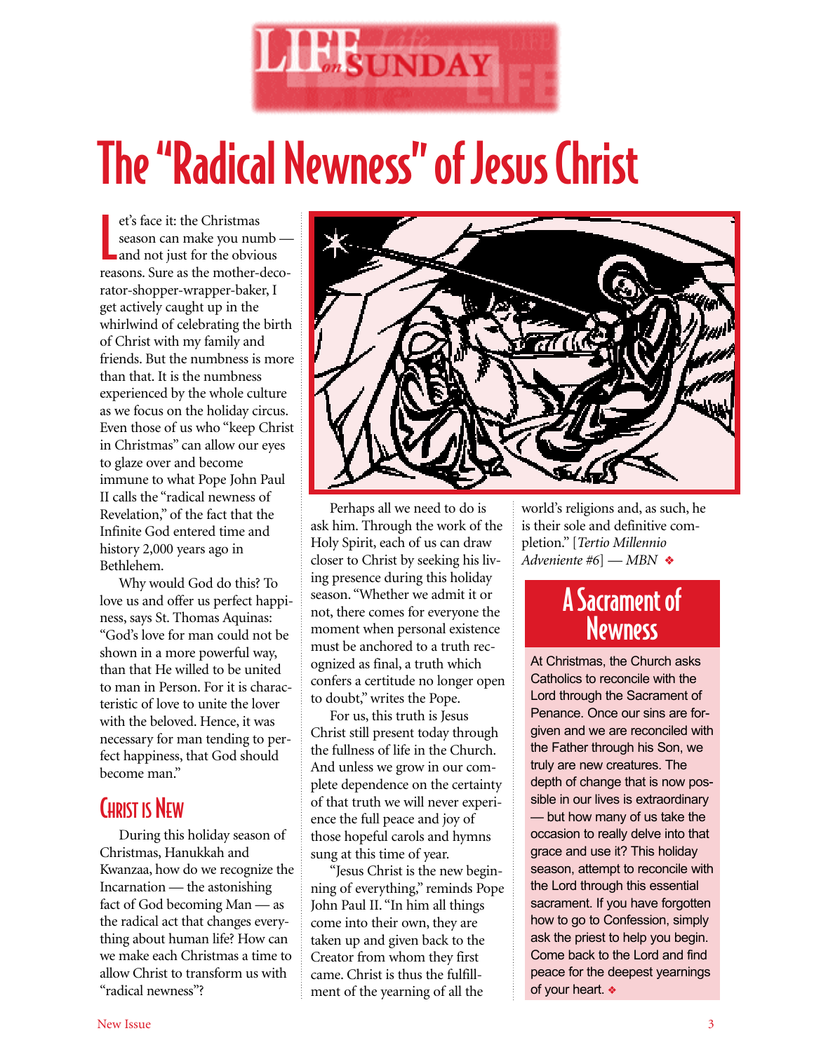# The "Radical Newness" of Jesus Christ

Let's face it: the Christmas season can make you numb — and not just for the obvious reasons. Sure as the mother-decorator-shopper-wrapper-baker, I get actively caught up in the whirlwind of celebrating the birth of Christ with my family and friends. But the numbness is more than that. It is the numbness experienced by the whole culture as we focus on the holiday circus. Even those of us who "keep Christ in Christmas" can allow our eyes to glaze over and become immune to what Pope John Paul II calls the "radical newness of Revelation," of the fact that the Infinite God entered time and history 2,000 years ago in Bethlehem.

Why would God do this? To love us and offer us perfect happiness, says St. Thomas Aquinas: "God's love for man could not be shown in a more powerful way, than that He willed to be united to man in Person. For it is characteristic of love to unite the lover with the beloved. Hence, it was necessary for man tending to perfect happiness, that God should become man."

## Christ is New

During this holiday season of Christmas, Hanukkah and Kwanzaa, how do we recognize the Incarnation — the astonishing fact of God becoming Man — as the radical act that changes everything about human life? How can we make each Christmas a time to allow Christ to transform us with "radical newness"?

Perhaps all we need to do is ask him. Through the work of the Holy Spirit, each of us can draw closer to Christ by seeking his living presence during this holiday season. "Whether we admit it or not, there comes for everyone the moment when personal existence must be anchored to a truth recognized as final, a truth which confers a certitude no longer open to doubt," writes the Pope.

For us, this truth is Jesus Christ still present today through the fullness of life in the Church. And unless we grow in our complete dependence on the certainty of that truth we will never experience the full peace and joy of those hopeful carols and hymns sung at this time of year.

"Jesus Christ is the new beginning of everything," reminds Pope John Paul II. "In him all things come into their own, they are taken up and given back to the Creator from whom they first came. Christ is thus the fulfillment of the yearning of all the world's religions and, as such, he is their sole and definitive completion." [*Tertio Millennio Adveniente* #6] — *MBN* ❖

## A Sacrament of Newness

At Christmas, the Church asks Catholics to reconcile with the Lord through the Sacrament of Penance. Once our sins are forgiven and we are reconciled with the Father through his Son, we truly are new creatures. The depth of change that is now possible in our lives is extraordinary — but how many of us take the occasion to really delve into that grace and use it? This holiday season, attempt to reconcile with the Lord through this essential sacrament. If you have forgotten how to go to Confession, simply ask the priest to help you begin. Come back to the Lord and find peace for the deepest yearnings of your heart. ❖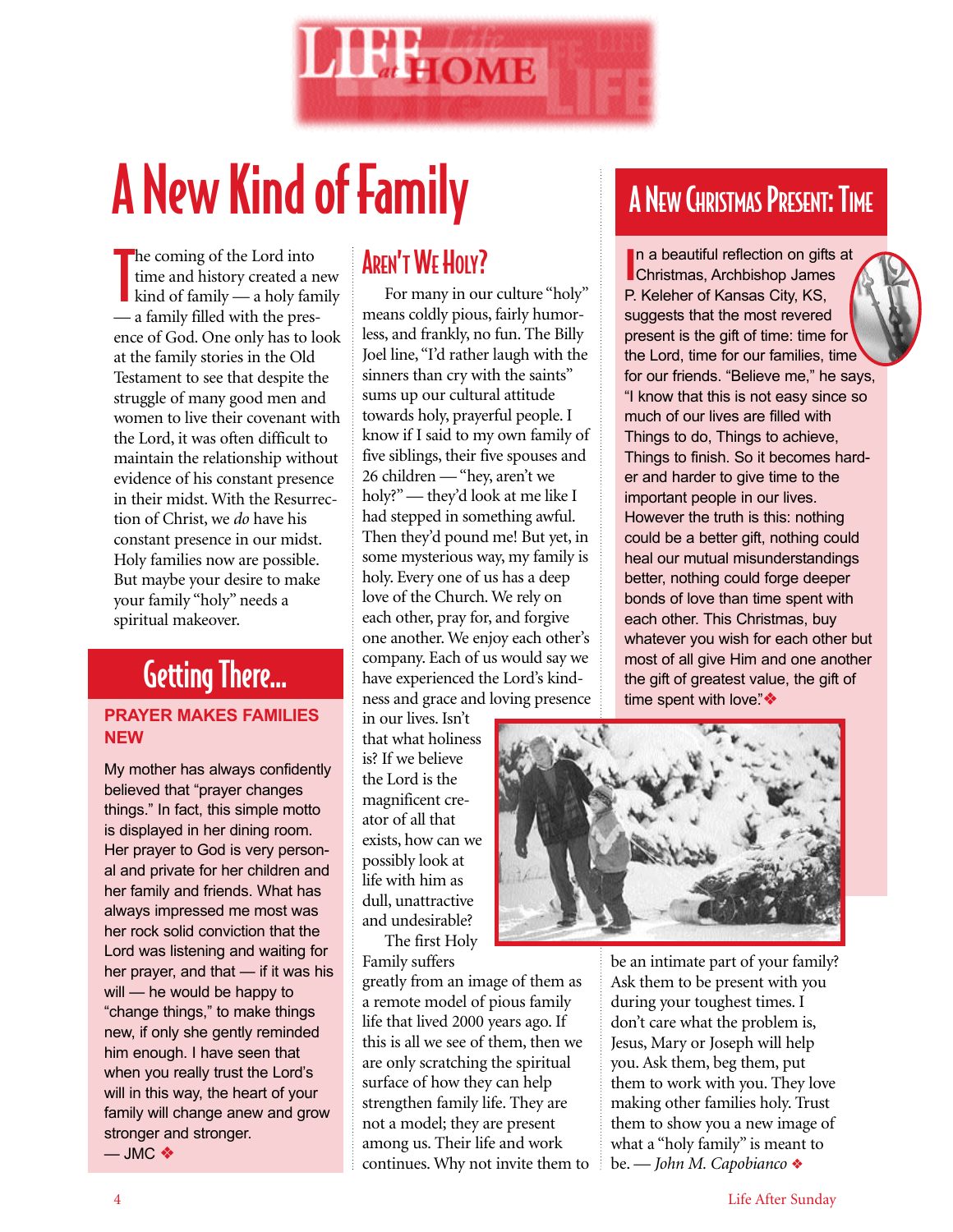# A New Kind of Family

The coming of the Lord into time and history created a new kind of family — a holy family — a family filled with the presence of God. One only has to look at the family stories in the Old Testament to see that despite the struggle of many good men and women to live their covenant with the Lord, it was often difficult to maintain the relationship without evidence of his constant presence in their midst. With the Resurrection of Christ, we *do* have his constant presence in our midst. Holy families now are possible. But maybe your desire to make your family "holy" needs a spiritual makeover.

## Getting There...

**PRAYER MAKES FAMILIES NEW**

My mother has always confidently believed that "prayer changes things." In fact, this simple motto is displayed in her dining room. Her prayer to God is very personal and private for her children and her family and friends. What has always impressed me most was her rock solid conviction that the Lord was listening and waiting for her prayer, and that — if it was his will — he would be happy to "change things," to make things new, if only she gently reminded him enough. I have seen that when you really trust the Lord's will in this way, the heart of your family will change anew and grow stronger and stronger.
— JMC ❖

## Aren't We Holy?

For many in our culture "holy" means coldly pious, fairly humorless, and frankly, no fun. The Billy Joel line, "I'd rather laugh with the sinners than cry with the saints" sums up our cultural attitude towards holy, prayerful people. I know if I said to my own family of five siblings, their five spouses and 26 children — "hey, aren't we holy?" — they'd look at me like I had stepped in something awful. Then they'd pound me! But yet, in some mysterious way, my family is holy. Every one of us has a deep love of the Church. We rely on each other, pray for, and forgive one another. We enjoy each other's company. Each of us would say we have experienced the Lord's kindness and grace and loving presence in our lives. Isn't that what holiness is? If we believe the Lord is the magnificent creator of all that exists, how can we possibly look at life with him as dull, unattractive and undesirable?

The first Holy Family suffers greatly from an image of them as a remote model of pious family life that lived 2000 years ago. If this is all we see of them, then we are only scratching the spiritual surface of how they can help strengthen family life. They are not a model; they are present among us. Their life and work continues. Why not invite them to be an intimate part of your family? Ask them to be present with you during your toughest times. I don't care what the problem is, Jesus, Mary or Joseph will help you. Ask them, beg them, put them to work with you. They love making other families holy. Trust them to show you a new image of what a "holy family" is meant to be. — *John M. Capobianco* ❖

## A New Christmas Present: Time

In a beautiful reflection on gifts at Christmas, Archbishop James P. Keleher of Kansas City, KS, suggests that the most revered present is the gift of time: time for the Lord, time for our families, time for our friends. "Believe me," he says, "I know that this is not easy since so much of our lives are filled with Things to do, Things to achieve, Things to finish. So it becomes harder and harder to give time to the important people in our lives. However the truth is this: nothing could be a better gift, nothing could heal our mutual misunderstandings better, nothing could forge deeper bonds of love than time spent with each other. This Christmas, buy whatever you wish for each other but most of all give Him and one another the gift of greatest value, the gift of time spent with love." ❖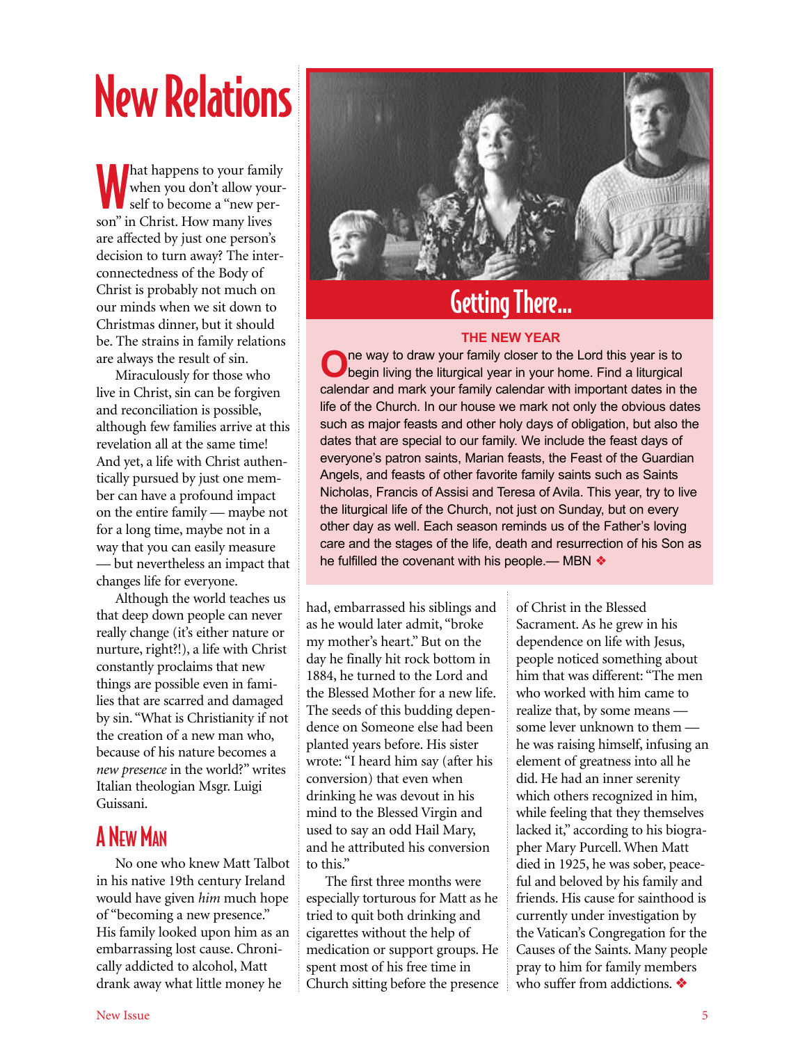# New Relations

What happens to your family when you don't allow yourself to become a "new person" in Christ. How many lives are affected by just one person's decision to turn away? The interconnectedness of the Body of Christ is probably not much on our minds when we sit down to Christmas dinner, but it should be. The strains in family relations are always the result of sin.

Miraculously for those who live in Christ, sin can be forgiven and reconciliation is possible, although few families arrive at this revelation all at the same time! And yet, a life with Christ authentically pursued by just one member can have a profound impact on the entire family — maybe not for a long time, maybe not in a way that you can easily measure — but nevertheless an impact that changes life for everyone.

Although the world teaches us that deep down people can never really change (it's either nature or nurture, right?!), a life with Christ constantly proclaims that new things are possible even in families that are scarred and damaged by sin. "What is Christianity if not the creation of a new man who, because of his nature becomes a *new presence* in the world?" writes Italian theologian Msgr. Luigi Guissani.

## A New Man

No one who knew Matt Talbot in his native 19th century Ireland would have given *him* much hope of "becoming a new presence." His family looked upon him as an embarrassing lost cause. Chronically addicted to alcohol, Matt drank away what little money he had, embarrassed his siblings and as he would later admit, "broke my mother's heart." But on the day he finally hit rock bottom in 1884, he turned to the Lord and the Blessed Mother for a new life. The seeds of this budding dependence on Someone else had been planted years before. His sister wrote: "I heard him say (after his conversion) that even when drinking he was devout in his mind to the Blessed Virgin and used to say an odd Hail Mary, and he attributed his conversion to this."

The first three months were especially torturous for Matt as he tried to quit both drinking and cigarettes without the help of medication or support groups. He spent most of his free time in Church sitting before the presence of Christ in the Blessed Sacrament. As he grew in his dependence on life with Jesus, people noticed something about him that was different: "The men who worked with him came to realize that, by some means — some lever unknown to them — he was raising himself, infusing an element of greatness into all he did. He had an inner serenity which others recognized in him, while feeling that they themselves lacked it," according to his biographer Mary Purcell. When Matt died in 1925, he was sober, peaceful and beloved by his family and friends. His cause for sainthood is currently under investigation by the Vatican's Congregation for the Causes of the Saints. Many people pray to him for family members who suffer from addictions. ❖

## Getting There...

### THE NEW YEAR

One way to draw your family closer to the Lord this year is to begin living the liturgical year in your home. Find a liturgical calendar and mark your family calendar with important dates in the life of the Church. In our house we mark not only the obvious dates such as major feasts and other holy days of obligation, but also the dates that are special to our family. We include the feast days of everyone's patron saints, Marian feasts, the Feast of the Guardian Angels, and feasts of other favorite family saints such as Saints Nicholas, Francis of Assisi and Teresa of Avila. This year, try to live the liturgical life of the Church, not just on Sunday, but on every other day as well. Each season reminds us of the Father's loving care and the stages of the life, death and resurrection of his Son as he fulfilled the covenant with his people.— MBN ❖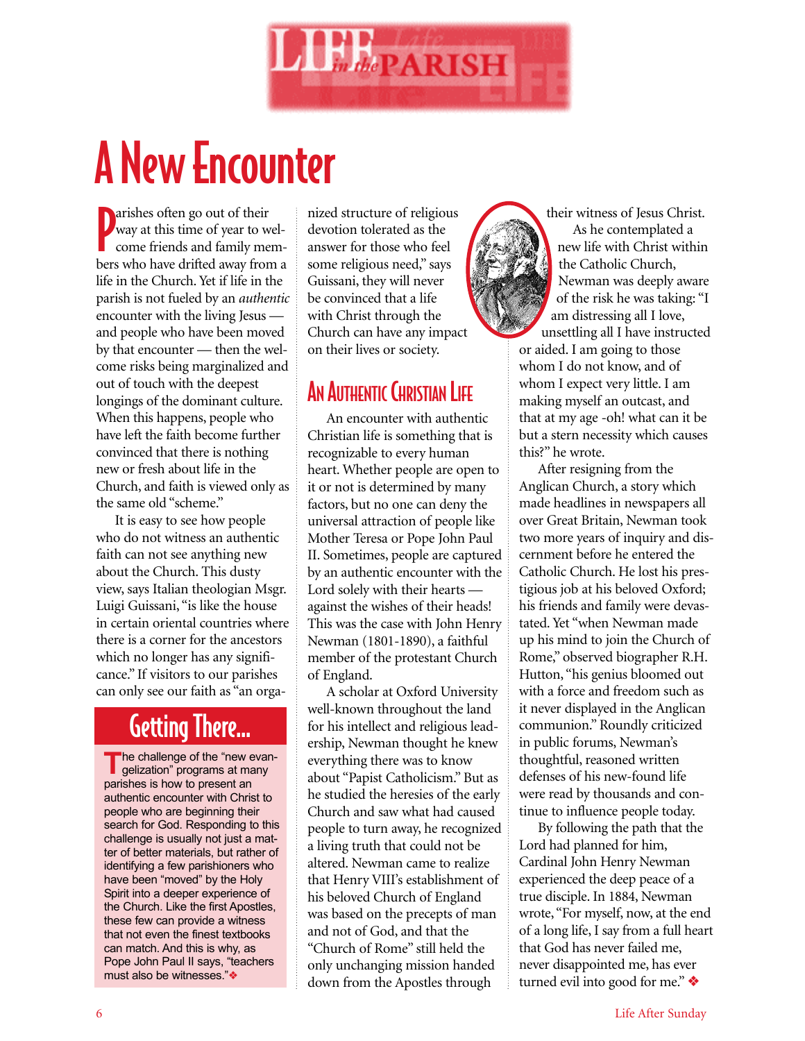# A New Encounter

Parishes often go out of their way at this time of year to welcome friends and family members who have drifted away from a life in the Church. Yet if life in the parish is not fueled by an *authentic* encounter with the living Jesus — and people who have been moved by that encounter — then the welcome risks being marginalized and out of touch with the deepest longings of the dominant culture. When this happens, people who have left the faith become further convinced that there is nothing new or fresh about life in the Church, and faith is viewed only as the same old "scheme."

It is easy to see how people who do not witness an authentic faith can not see anything new about the Church. This dusty view, says Italian theologian Msgr. Luigi Guissani, "is like the house in certain oriental countries where there is a corner for the ancestors which no longer has any significance." If visitors to our parishes can only see our faith as "an organized structure of religious devotion tolerated as the answer for those who feel some religious need," says Guissani, they will never be convinced that a life with Christ through the Church can have any impact on their lives or society.

## An Authentic Christian Life

An encounter with authentic Christian life is something that is recognizable to every human heart. Whether people are open to it or not is determined by many factors, but no one can deny the universal attraction of people like Mother Teresa or Pope John Paul II. Sometimes, people are captured by an authentic encounter with the Lord solely with their hearts — against the wishes of their heads! This was the case with John Henry Newman (1801-1890), a faithful member of the protestant Church of England.

A scholar at Oxford University well-known throughout the land for his intellect and religious leadership, Newman thought he knew everything there was to know about "Papist Catholicism." But as he studied the heresies of the early Church and saw what had caused people to turn away, he recognized a living truth that could not be altered. Newman came to realize that Henry VIII's establishment of his beloved Church of England was based on the precepts of man and not of God, and that the "Church of Rome" still held the only unchanging mission handed down from the Apostles through their witness of Jesus Christ.

As he contemplated a new life with Christ within the Catholic Church, Newman was deeply aware of the risk he was taking: "I am distressing all I love, unsettling all I have instructed or aided. I am going to those whom I do not know, and of whom I expect very little. I am making myself an outcast, and that at my age -oh! what can it be but a stern necessity which causes this?" he wrote.

After resigning from the Anglican Church, a story which made headlines in newspapers all over Great Britain, Newman took two more years of inquiry and discernment before he entered the Catholic Church. He lost his prestigious job at his beloved Oxford; his friends and family were devastated. Yet "when Newman made up his mind to join the Church of Rome," observed biographer R.H. Hutton, "his genius bloomed out with a force and freedom such as it never displayed in the Anglican communion." Roundly criticized in public forums, Newman's thoughtful, reasoned written defenses of his new-found life were read by thousands and continue to influence people today.

By following the path that the Lord had planned for him, Cardinal John Henry Newman experienced the deep peace of a true disciple. In 1884, Newman wrote, "For myself, now, at the end of a long life, I say from a full heart that God has never failed me, never disappointed me, has ever turned evil into good for me." ❖

## Getting There...

The challenge of the "new evangelization" programs at many parishes is how to present an authentic encounter with Christ to people who are beginning their search for God. Responding to this challenge is usually not just a matter of better materials, but rather of identifying a few parishioners who have been "moved" by the Holy Spirit into a deeper experience of the Church. Like the first Apostles, these few can provide a witness that not even the finest textbooks can match. And this is why, as Pope John Paul II says, "teachers must also be witnesses."❖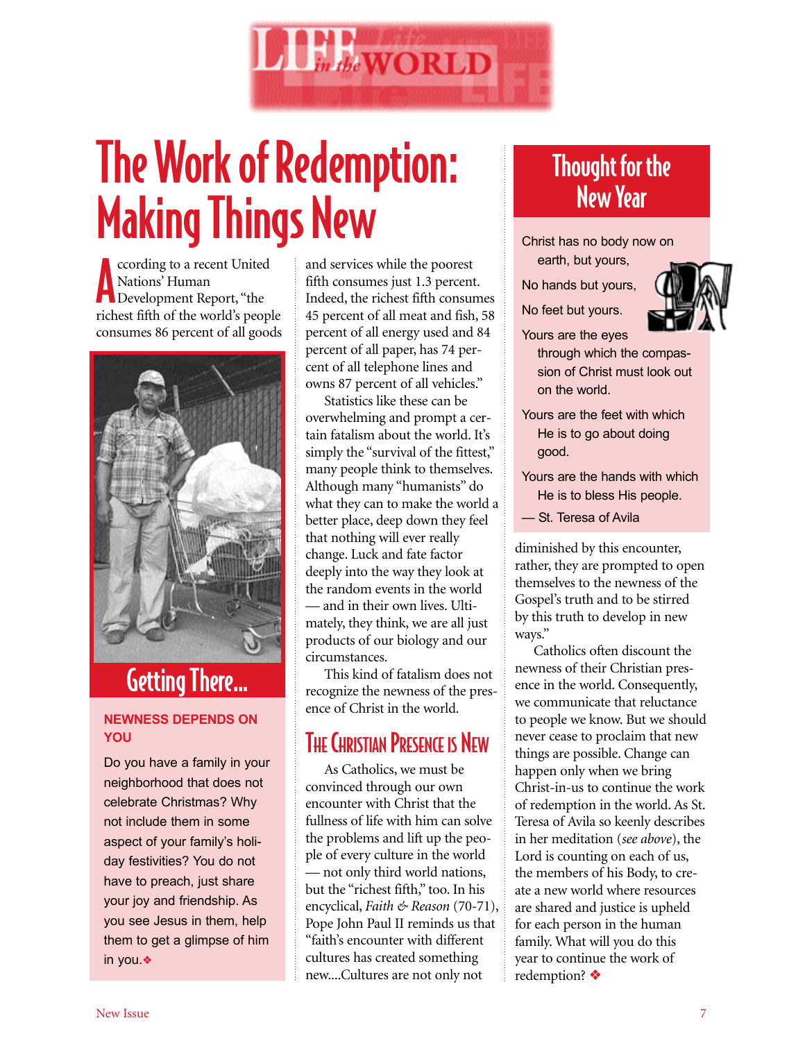# The Work of Redemption: Making Things New

According to a recent United Nations' Human Development Report, "the richest fifth of the world's people consumes 86 percent of all goods and services while the poorest fifth consumes just 1.3 percent. Indeed, the richest fifth consumes 45 percent of all meat and fish, 58 percent of all energy used and 84 percent of all paper, has 74 percent of all telephone lines and owns 87 percent of all vehicles."

Statistics like these can be overwhelming and prompt a certain fatalism about the world. It's simply the "survival of the fittest," many people think to themselves. Although many "humanists" do what they can to make the world a better place, deep down they feel that nothing will ever really change. Luck and fate factor deeply into the way they look at the random events in the world — and in their own lives. Ultimately, they think, we are all just products of our biology and our circumstances.

This kind of fatalism does not recognize the newness of the presence of Christ in the world.

## The Christian Presence is New

As Catholics, we must be convinced through our own encounter with Christ that the fullness of life with him can solve the problems and lift up the people of every culture in the world — not only third world nations, but the "richest fifth," too. In his encyclical, *Faith & Reason* (70-71), Pope John Paul II reminds us that "faith's encounter with different cultures has created something new....Cultures are not only not diminished by this encounter, rather, they are prompted to open themselves to the newness of the Gospel's truth and to be stirred by this truth to develop in new ways."

Catholics often discount the newness of their Christian presence in the world. Consequently, we communicate that reluctance to people we know. But we should never cease to proclaim that new things are possible. Change can happen only when we bring Christ-in-us to continue the work of redemption in the world. As St. Teresa of Avila so keenly describes in her meditation (*see above*), the Lord is counting on each of us, the members of his Body, to create a new world where resources are shared and justice is upheld for each person in the human family. What will you do this year to continue the work of redemption? ❖

## Getting There...

**NEWNESS DEPENDS ON YOU**

Do you have a family in your neighborhood that does not celebrate Christmas? Why not include them in some aspect of your family's holiday festivities? You do not have to preach, just share your joy and friendship. As you see Jesus in them, help them to get a glimpse of him in you. ❖

## Thought for the New Year

Christ has no body now on earth, but yours,

No hands but yours,

No feet but yours.

Yours are the eyes through which the compassion of Christ must look out on the world.

Yours are the feet with which He is to go about doing good.

Yours are the hands with which He is to bless His people.

— St. Teresa of Avila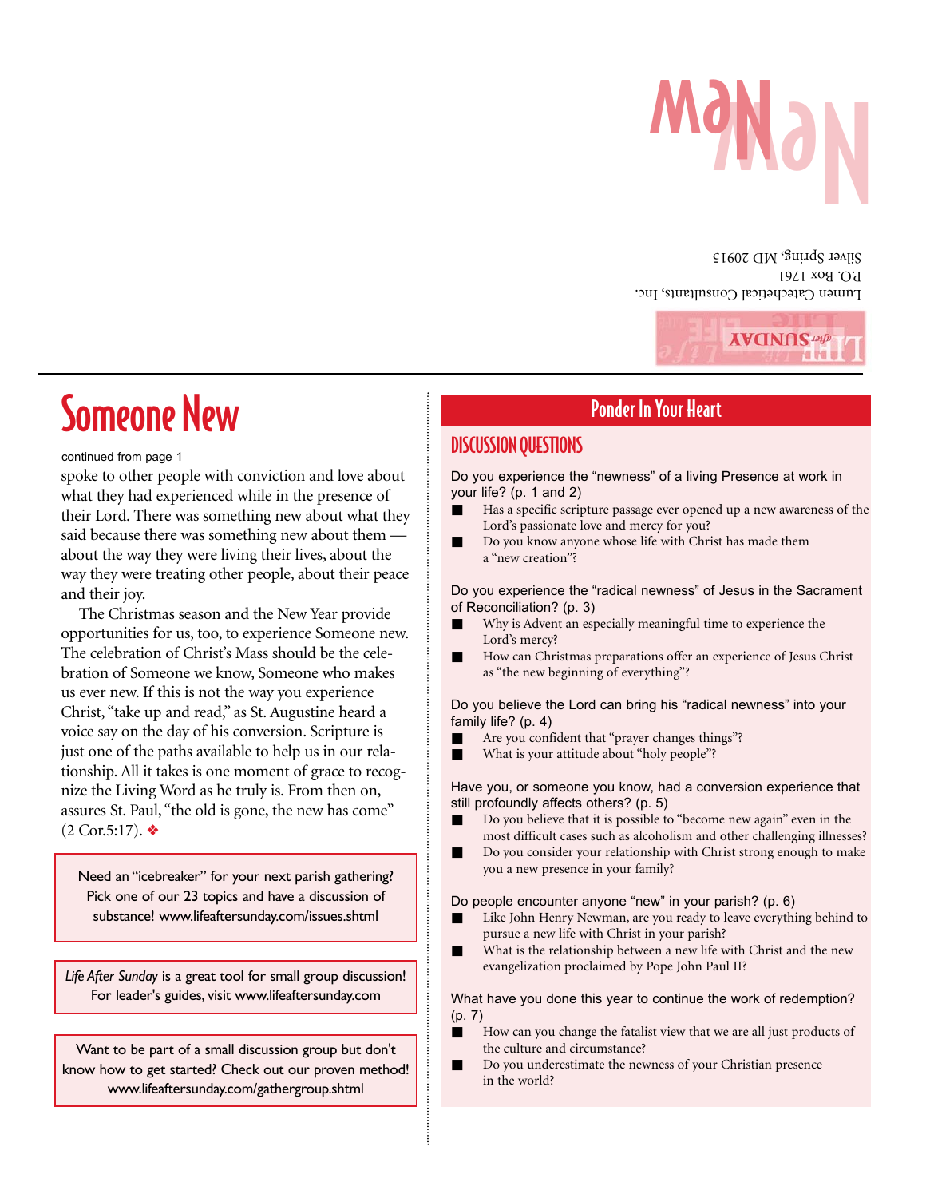New

Lumen Catechetical Consultants, Inc.
P.O. Box 1761
Silver Spring, MD 20915

Life after Sunday

# Someone New

continued from page 1

spoke to other people with conviction and love about what they had experienced while in the presence of their Lord. There was something new about what they said because there was something new about them — about the way they were living their lives, about the way they were treating other people, about their peace and their joy.

The Christmas season and the New Year provide opportunities for us, too, to experience Someone new. The celebration of Christ's Mass should be the celebration of Someone we know, Someone who makes us ever new. If this is not the way you experience Christ, "take up and read," as St. Augustine heard a voice say on the day of his conversion. Scripture is just one of the paths available to help us in our relationship. All it takes is one moment of grace to recognize the Living Word as he truly is. From then on, assures St. Paul, "the old is gone, the new has come" (2 Cor.5:17). ❖

Need an "icebreaker" for your next parish gathering? Pick one of our 23 topics and have a discussion of substance! www.lifeaftersunday.com/issues.shtml

*Life After Sunday* is a great tool for small group discussion! For leader's guides, visit www.lifeaftersunday.com

Want to be part of a small discussion group but don't know how to get started? Check out our proven method! www.lifeaftersunday.com/gathergroup.shtml

## Ponder In Your Heart

### DISCUSSION QUESTIONS

Do you experience the "newness" of a living Presence at work in your life? (p. 1 and 2)

- Has a specific scripture passage ever opened up a new awareness of the Lord's passionate love and mercy for you?
- Do you know anyone whose life with Christ has made them a "new creation"?

Do you experience the "radical newness" of Jesus in the Sacrament of Reconciliation? (p. 3)

- Why is Advent an especially meaningful time to experience the Lord's mercy?
- How can Christmas preparations offer an experience of Jesus Christ as "the new beginning of everything"?

Do you believe the Lord can bring his "radical newness" into your family life? (p. 4)

- Are you confident that "prayer changes things"?
- What is your attitude about "holy people"?

Have you, or someone you know, had a conversion experience that still profoundly affects others? (p. 5)

- Do you believe that it is possible to "become new again" even in the most difficult cases such as alcoholism and other challenging illnesses?
- Do you consider your relationship with Christ strong enough to make you a new presence in your family?

Do people encounter anyone "new" in your parish? (p. 6)

- Like John Henry Newman, are you ready to leave everything behind to pursue a new life with Christ in your parish?
- What is the relationship between a new life with Christ and the new evangelization proclaimed by Pope John Paul II?

What have you done this year to continue the work of redemption? (p. 7)

- How can you change the fatalist view that we are all just products of the culture and circumstance?
- Do you underestimate the newness of your Christian presence in the world?